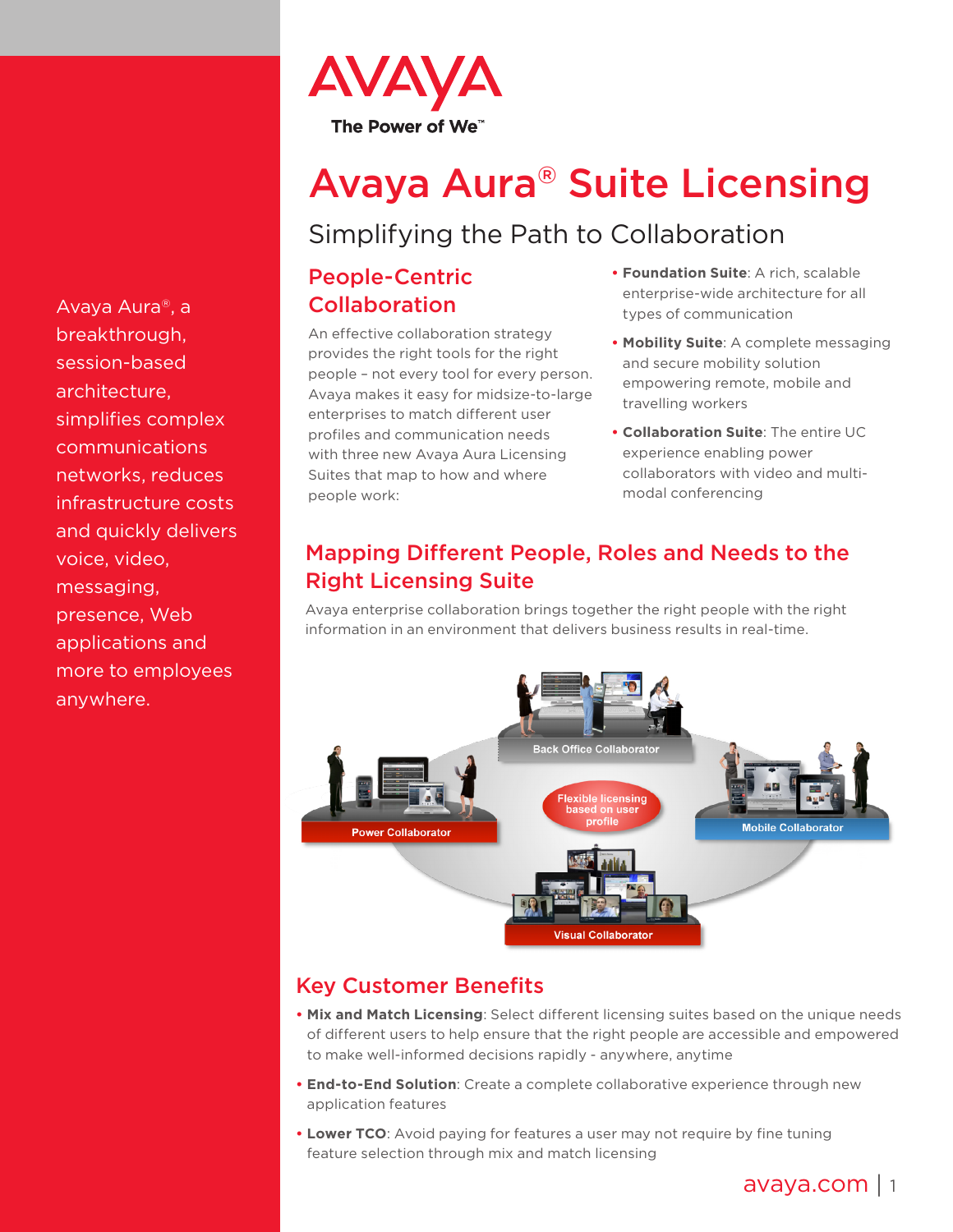AVAYA

The Power of We™

# Avaya Aura® Suite Licensing

## Simplifying the Path to Collaboration

Avaya Aura®, a breakthrough, session-based architecture, simplifies complex communications networks, reduces infrastructure costs and quickly delivers voice, video, messaging, presence, Web applications and more to employees anywhere.

### People-Centric Collaboration

An effective collaboration strategy provides the right tools for the right people – not every tool for every person. Avaya makes it easy for midsize-to-large enterprises to match different user profiles and communication needs with three new Avaya Aura Licensing Suites that map to how and where people work:

- **Foundation Suite**: A rich, scalable enterprise-wide architecture for all types of communication
- **Mobility Suite**: A complete messaging and secure mobility solution empowering remote, mobile and travelling workers
- **Collaboration Suite**: The entire UC experience enabling power collaborators with video and multi-modal conferencing

### Mapping Different People, Roles and Needs to the Right Licensing Suite

Avaya enterprise collaboration brings together the right people with the right information in an environment that delivers business results in real-time.

Back Office Collaborator

Power Collaborator

Flexible licensing based on user profile

Mobile Collaborator

Visual Collaborator

### Key Customer Benefits

- **Mix and Match Licensing**: Select different licensing suites based on the unique needs of different users to help ensure that the right people are accessible and empowered to make well-informed decisions rapidly - anywhere, anytime
- **End-to-End Solution**: Create a complete collaborative experience through new application features
- **Lower TCO**: Avoid paying for features a user may not require by fine tuning feature selection through mix and match licensing

avaya.com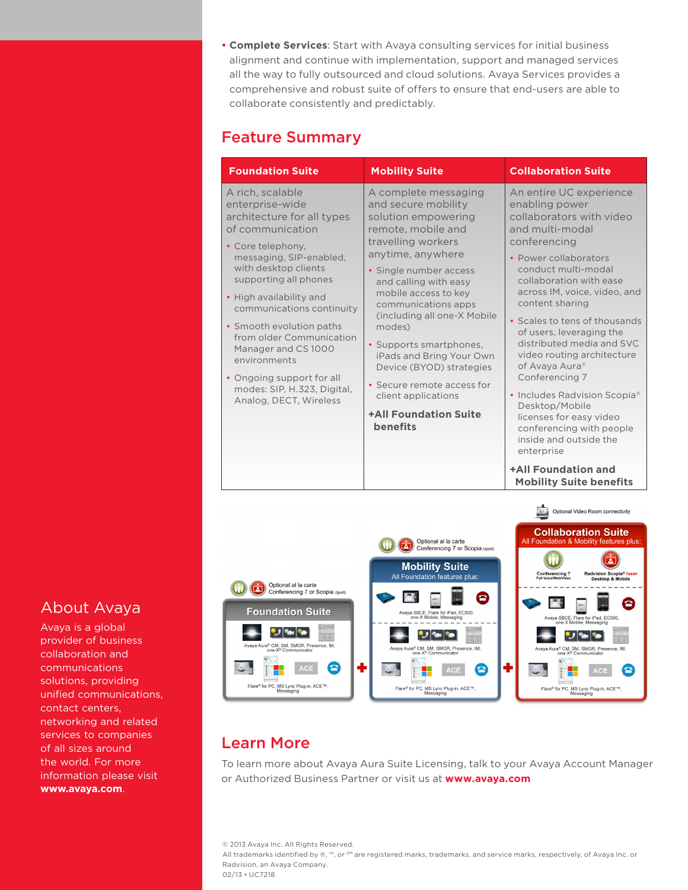- **Complete Services**: Start with Avaya consulting services for initial business alignment and continue with implementation, support and managed services all the way to fully outsourced and cloud solutions. Avaya Services provides a comprehensive and robust suite of offers to ensure that end-users are able to collaborate consistently and predictably.

## Feature Summary

| Foundation Suite | Mobility Suite | Collaboration Suite |
|---|---|---|
| A rich, scalable enterprise-wide architecture for all types of communication<br>• Core telephony, messaging, SIP-enabled, with desktop clients supporting all phones<br>• High availability and communications continuity<br>• Smooth evolution paths from older Communication Manager and CS 1000 environments<br>• Ongoing support for all modes: SIP, H.323, Digital, Analog, DECT, Wireless | A complete messaging and secure mobility solution empowering remote, mobile and travelling workers anytime, anywhere<br>• Single number access and calling with easy mobile access to key communications apps (including all one-X Mobile modes)<br>• Supports smartphones, iPads and Bring Your Own Device (BYOD) strategies<br>• Secure remote access for client applications<br>**+All Foundation Suite benefits** | An entire UC experience enabling power collaborators with video and multi-modal conferencing<br>• Power collaborators conduct multi-modal collaboration with ease across IM, voice, video, and content sharing<br>• Scales to tens of thousands of users, leveraging the distributed media and SVC video routing architecture of Avaya Aura® Conferencing 7<br>• Includes Radvision Scopia® Desktop/Mobile licenses for easy video conferencing with people inside and outside the enterprise<br>**+All Foundation and Mobility Suite benefits** |

Optional Video Room connectivity

Optional al la carte Conferencing 7 or Scopia (/port)

Foundation Suite

Avaya Aura® CM, SM, SMGR, Presence, IM, one-X® Communicator

Flare® for PC, MS Lync Plug-in, ACE™, Messaging

Mobility Suite
All Foundation features plus:

Avaya SBCE, Flare for iPad, EC500, one-X Mobile, Messaging

Collaboration Suite
All Foundation & Mobility features plus:

Conferencing 7
Full Voice/Web/Video

Radvision Scopia® /user
Desktop & Mobile

## About Avaya

Avaya is a global provider of business collaboration and communications solutions, providing unified communications, contact centers, networking and related services to companies of all sizes around the world. For more information please visit **www.avaya.com**.

## Learn More

To learn more about Avaya Aura Suite Licensing, talk to your Avaya Account Manager or Authorized Business Partner or visit us at **www.avaya.com**

© 2013 Avaya Inc. All Rights Reserved.
All trademarks identified by ®, ™, or SM are registered marks, trademarks, and service marks, respectively, of Avaya Inc. or Radvision, an Avaya Company.
02/13 • UC7218